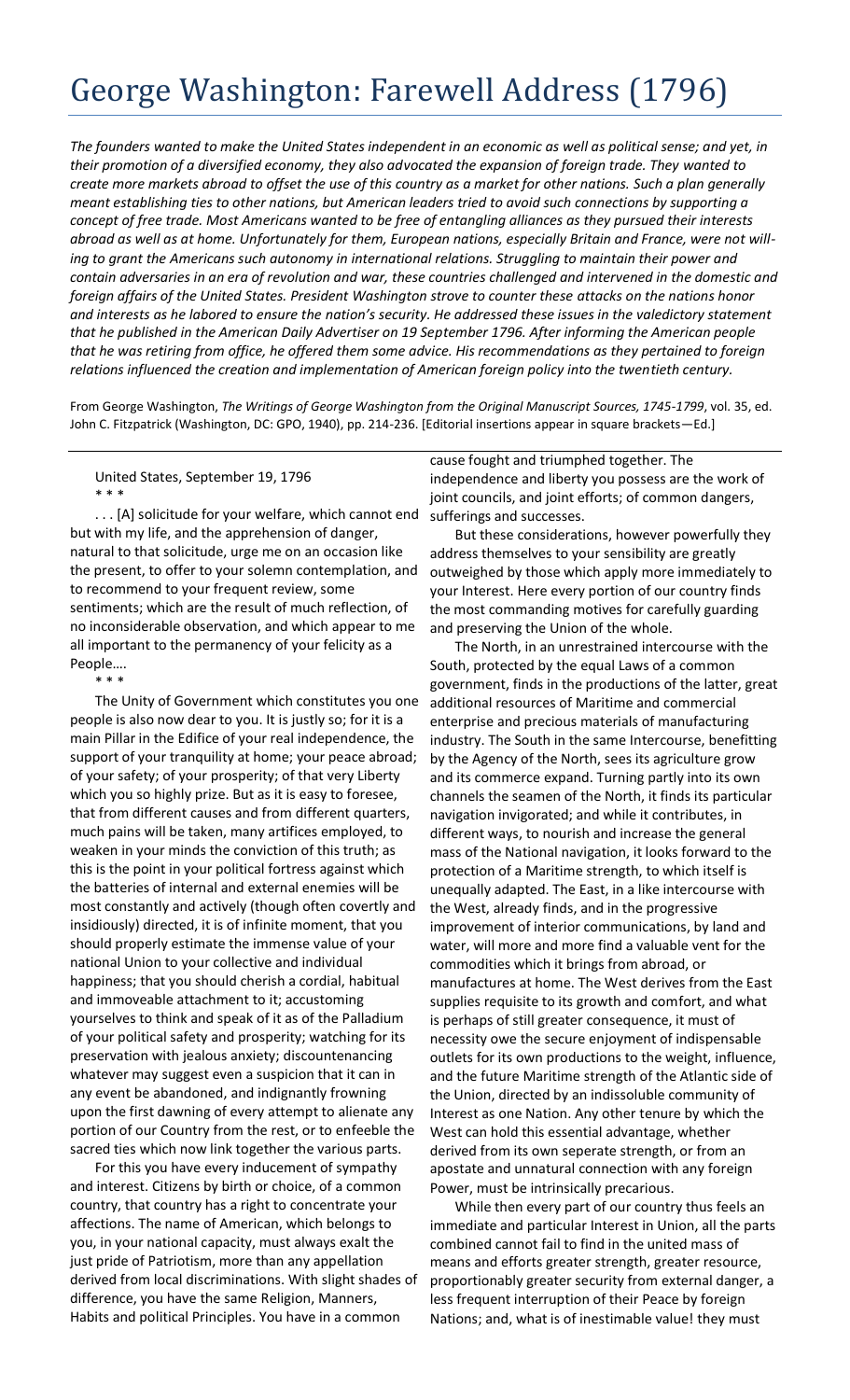# George Washington: Farewell Address (1796)

*The founders wanted to make the United States independent in an economic as well as political sense; and yet, in their promotion of a diversified economy, they also advocated the expansion of foreign trade. They wanted to create more markets abroad to offset the use of this country as a market for other nations. Such a plan generally meant establishing ties to other nations, but American leaders tried to avoid such connections by supporting a concept of free trade. Most Americans wanted to be free of entangling alliances as they pursued their interests abroad as well as at home. Unfortunately for them, European nations, especially Britain and France, were not willing to grant the Americans such autonomy in international relations. Struggling to maintain their power and contain adversaries in an era of revolution and war, these countries challenged and intervened in the domestic and foreign affairs of the United States. President Washington strove to counter these attacks on the nations honor and interests as he labored to ensure the nation's security. He addressed these issues in the valedictory statement that he published in the American Daily Advertiser on 19 September 1796. After informing the American people that he was retiring from office, he offered them some advice. His recommendations as they pertained to foreign relations influenced the creation and implementation of American foreign policy into the twentieth century.*

From George Washington, *The Writings of George Washington from the Original Manuscript Sources, 1745-1799*, vol. 35, ed. John C. Fitzpatrick (Washington, DC: GPO, 1940), pp. 214-236. [Editorial insertions appear in square brackets—Ed.]

---

United States, September 19, 1796

\* \* \*

. . . [A] solicitude for your welfare, which cannot end but with my life, and the apprehension of danger, natural to that solicitude, urge me on an occasion like the present, to offer to your solemn contemplation, and to recommend to your frequent review, some sentiments; which are the result of much reflection, of no inconsiderable observation, and which appear to me all important to the permanency of your felicity as a People....

\* \* \*

The Unity of Government which constitutes you one people is also now dear to you. It is justly so; for it is a main Pillar in the Edifice of your real independence, the support of your tranquility at home; your peace abroad; of your safety; of your prosperity; of that very Liberty which you so highly prize. But as it is easy to foresee, that from different causes and from different quarters, much pains will be taken, many artifices employed, to weaken in your minds the conviction of this truth; as this is the point in your political fortress against which the batteries of internal and external enemies will be most constantly and actively (though often covertly and insidiously) directed, it is of infinite moment, that you should properly estimate the immense value of your national Union to your collective and individual happiness; that you should cherish a cordial, habitual and immoveable attachment to it; accustoming yourselves to think and speak of it as of the Palladium of your political safety and prosperity; watching for its preservation with jealous anxiety; discountenancing whatever may suggest even a suspicion that it can in any event be abandoned, and indignantly frowning upon the first dawning of every attempt to alienate any portion of our Country from the rest, or to enfeeble the sacred ties which now link together the various parts.

For this you have every inducement of sympathy and interest. Citizens by birth or choice, of a common country, that country has a right to concentrate your affections. The name of American, which belongs to you, in your national capacity, must always exalt the just pride of Patriotism, more than any appellation derived from local discriminations. With slight shades of difference, you have the same Religion, Manners, Habits and political Principles. You have in a common cause fought and triumphed together. The independence and liberty you possess are the work of joint councils, and joint efforts; of common dangers, sufferings and successes.

But these considerations, however powerfully they address themselves to your sensibility are greatly outweighed by those which apply more immediately to your Interest. Here every portion of our country finds the most commanding motives for carefully guarding and preserving the Union of the whole.

The North, in an unrestrained intercourse with the South, protected by the equal Laws of a common government, finds in the productions of the latter, great additional resources of Maritime and commercial enterprise and precious materials of manufacturing industry. The South in the same Intercourse, benefitting by the Agency of the North, sees its agriculture grow and its commerce expand. Turning partly into its own channels the seamen of the North, it finds its particular navigation invigorated; and while it contributes, in different ways, to nourish and increase the general mass of the National navigation, it looks forward to the protection of a Maritime strength, to which itself is unequally adapted. The East, in a like intercourse with the West, already finds, and in the progressive improvement of interior communications, by land and water, will more and more find a valuable vent for the commodities which it brings from abroad, or manufactures at home. The West derives from the East supplies requisite to its growth and comfort, and what is perhaps of still greater consequence, it must of necessity owe the secure enjoyment of indispensable outlets for its own productions to the weight, influence, and the future Maritime strength of the Atlantic side of the Union, directed by an indissoluble community of Interest as one Nation. Any other tenure by which the West can hold this essential advantage, whether derived from its own seperate strength, or from an apostate and unnatural connection with any foreign Power, must be intrinsically precarious.

While then every part of our country thus feels an immediate and particular Interest in Union, all the parts combined cannot fail to find in the united mass of means and efforts greater strength, greater resource, proportionably greater security from external danger, a less frequent interruption of their Peace by foreign Nations; and, what is of inestimable value! they must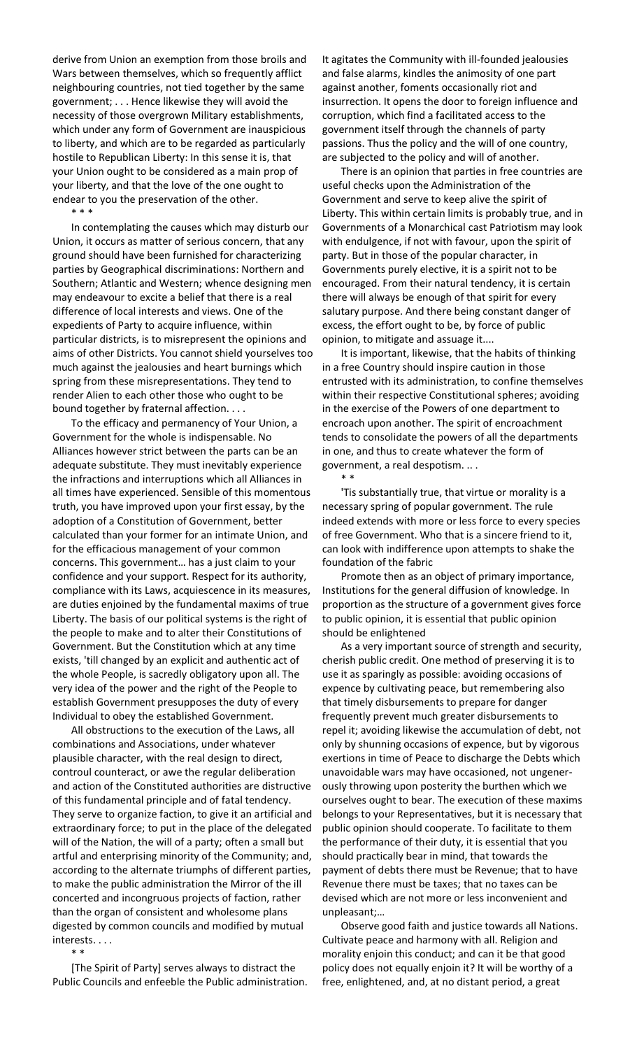derive from Union an exemption from those broils and Wars between themselves, which so frequently afflict neighbouring countries, not tied together by the same government; . . . Hence likewise they will avoid the necessity of those overgrown Military establishments, which under any form of Government are inauspicious to liberty, and which are to be regarded as particularly hostile to Republican Liberty: In this sense it is, that your Union ought to be considered as a main prop of your liberty, and that the love of the one ought to endear to you the preservation of the other.

\* \* \*

In contemplating the causes which may disturb our Union, it occurs as matter of serious concern, that any ground should have been furnished for characterizing parties by Geographical discriminations: Northern and Southern; Atlantic and Western; whence designing men may endeavour to excite a belief that there is a real difference of local interests and views. One of the expedients of Party to acquire influence, within particular districts, is to misrepresent the opinions and aims of other Districts. You cannot shield yourselves too much against the jealousies and heart burnings which spring from these misrepresentations. They tend to render Alien to each other those who ought to be bound together by fraternal affection. . . .

To the efficacy and permanency of Your Union, a Government for the whole is indispensable. No Alliances however strict between the parts can be an adequate substitute. They must inevitably experience the infractions and interruptions which all Alliances in all times have experienced. Sensible of this momentous truth, you have improved upon your first essay, by the adoption of a Constitution of Government, better calculated than your former for an intimate Union, and for the efficacious management of your common concerns. This government… has a just claim to your confidence and your support. Respect for its authority, compliance with its Laws, acquiescence in its measures, are duties enjoined by the fundamental maxims of true Liberty. The basis of our political systems is the right of the people to make and to alter their Constitutions of Government. But the Constitution which at any time exists, 'till changed by an explicit and authentic act of the whole People, is sacredly obligatory upon all. The very idea of the power and the right of the People to establish Government presupposes the duty of every Individual to obey the established Government.

All obstructions to the execution of the Laws, all combinations and Associations, under whatever plausible character, with the real design to direct, controul counteract, or awe the regular deliberation and action of the Constituted authorities are distructive of this fundamental principle and of fatal tendency. They serve to organize faction, to give it an artificial and extraordinary force; to put in the place of the delegated will of the Nation, the will of a party; often a small but artful and enterprising minority of the Community; and, according to the alternate triumphs of different parties, to make the public administration the Mirror of the ill concerted and incongruous projects of faction, rather than the organ of consistent and wholesome plans digested by common councils and modified by mutual interests. . . .

\* \*

[The Spirit of Party] serves always to distract the Public Councils and enfeeble the Public administration. It agitates the Community with ill-founded jealousies and false alarms, kindles the animosity of one part against another, foments occasionally riot and insurrection. It opens the door to foreign influence and corruption, which find a facilitated access to the government itself through the channels of party passions. Thus the policy and the will of one country, are subjected to the policy and will of another.

There is an opinion that parties in free countries are useful checks upon the Administration of the Government and serve to keep alive the spirit of Liberty. This within certain limits is probably true, and in Governments of a Monarchical cast Patriotism may look with endulgence, if not with favour, upon the spirit of party. But in those of the popular character, in Governments purely elective, it is a spirit not to be encouraged. From their natural tendency, it is certain there will always be enough of that spirit for every salutary purpose. And there being constant danger of excess, the effort ought to be, by force of public opinion, to mitigate and assuage it....

It is important, likewise, that the habits of thinking in a free Country should inspire caution in those entrusted with its administration, to confine themselves within their respective Constitutional spheres; avoiding in the exercise of the Powers of one department to encroach upon another. The spirit of encroachment tends to consolidate the powers of all the departments in one, and thus to create whatever the form of government, a real despotism. .. .

\* \*

'Tis substantially true, that virtue or morality is a necessary spring of popular government. The rule indeed extends with more or less force to every species of free Government. Who that is a sincere friend to it, can look with indifference upon attempts to shake the foundation of the fabric

Promote then as an object of primary importance, Institutions for the general diffusion of knowledge. In proportion as the structure of a government gives force to public opinion, it is essential that public opinion should be enlightened

As a very important source of strength and security, cherish public credit. One method of preserving it is to use it as sparingly as possible: avoiding occasions of expence by cultivating peace, but remembering also that timely disbursements to prepare for danger frequently prevent much greater disbursements to repel it; avoiding likewise the accumulation of debt, not only by shunning occasions of expence, but by vigorous exertions in time of Peace to discharge the Debts which unavoidable wars may have occasioned, not ungenerously throwing upon posterity the burthen which we ourselves ought to bear. The execution of these maxims belongs to your Representatives, but it is necessary that public opinion should cooperate. To facilitate to them the performance of their duty, it is essential that you should practically bear in mind, that towards the payment of debts there must be Revenue; that to have Revenue there must be taxes; that no taxes can be devised which are not more or less inconvenient and unpleasant;…

Observe good faith and justice towards all Nations. Cultivate peace and harmony with all. Religion and morality enjoin this conduct; and can it be that good policy does not equally enjoin it? It will be worthy of a free, enlightened, and, at no distant period, a great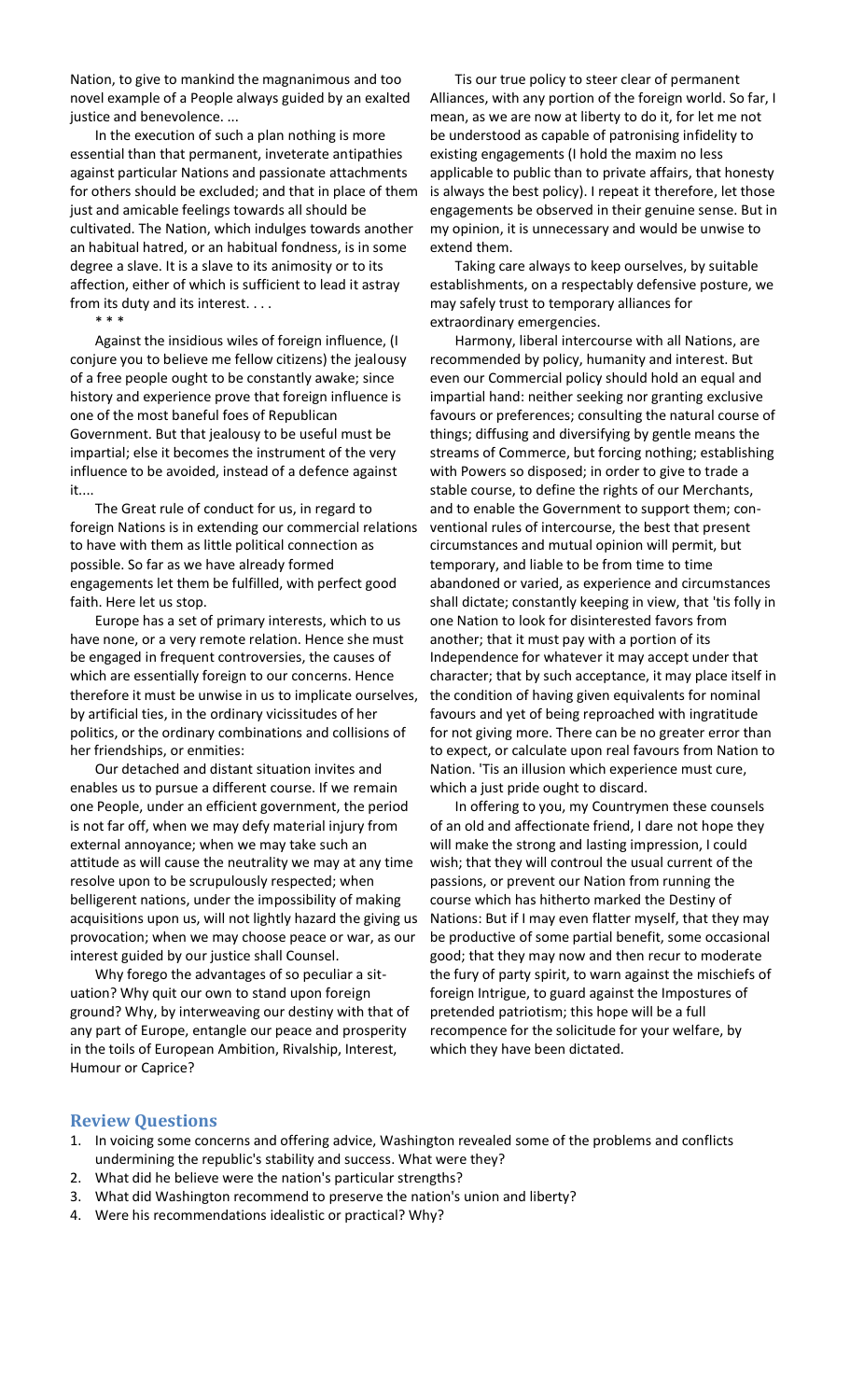Nation, to give to mankind the magnanimous and too novel example of a People always guided by an exalted justice and benevolence. ...

In the execution of such a plan nothing is more essential than that permanent, inveterate antipathies against particular Nations and passionate attachments for others should be excluded; and that in place of them just and amicable feelings towards all should be cultivated. The Nation, which indulges towards another an habitual hatred, or an habitual fondness, is in some degree a slave. It is a slave to its animosity or to its affection, either of which is sufficient to lead it astray from its duty and its interest. . . .

\* \* \*

Against the insidious wiles of foreign influence, (I conjure you to believe me fellow citizens) the jealousy of a free people ought to be constantly awake; since history and experience prove that foreign influence is one of the most baneful foes of Republican Government. But that jealousy to be useful must be impartial; else it becomes the instrument of the very influence to be avoided, instead of a defence against it....

The Great rule of conduct for us, in regard to foreign Nations is in extending our commercial relations to have with them as little political connection as possible. So far as we have already formed engagements let them be fulfilled, with perfect good faith. Here let us stop.

Europe has a set of primary interests, which to us have none, or a very remote relation. Hence she must be engaged in frequent controversies, the causes of which are essentially foreign to our concerns. Hence therefore it must be unwise in us to implicate ourselves, by artificial ties, in the ordinary vicissitudes of her politics, or the ordinary combinations and collisions of her friendships, or enmities:

Our detached and distant situation invites and enables us to pursue a different course. If we remain one People, under an efficient government, the period is not far off, when we may defy material injury from external annoyance; when we may take such an attitude as will cause the neutrality we may at any time resolve upon to be scrupulously respected; when belligerent nations, under the impossibility of making acquisitions upon us, will not lightly hazard the giving us provocation; when we may choose peace or war, as our interest guided by our justice shall Counsel.

Why forego the advantages of so peculiar a situation? Why quit our own to stand upon foreign ground? Why, by interweaving our destiny with that of any part of Europe, entangle our peace and prosperity in the toils of European Ambition, Rivalship, Interest, Humour or Caprice?

Tis our true policy to steer clear of permanent Alliances, with any portion of the foreign world. So far, I mean, as we are now at liberty to do it, for let me not be understood as capable of patronising infidelity to existing engagements (I hold the maxim no less applicable to public than to private affairs, that honesty is always the best policy). I repeat it therefore, let those engagements be observed in their genuine sense. But in my opinion, it is unnecessary and would be unwise to extend them.

Taking care always to keep ourselves, by suitable establishments, on a respectably defensive posture, we may safely trust to temporary alliances for extraordinary emergencies.

Harmony, liberal intercourse with all Nations, are recommended by policy, humanity and interest. But even our Commercial policy should hold an equal and impartial hand: neither seeking nor granting exclusive favours or preferences; consulting the natural course of things; diffusing and diversifying by gentle means the streams of Commerce, but forcing nothing; establishing with Powers so disposed; in order to give to trade a stable course, to define the rights of our Merchants, and to enable the Government to support them; conventional rules of intercourse, the best that present circumstances and mutual opinion will permit, but temporary, and liable to be from time to time abandoned or varied, as experience and circumstances shall dictate; constantly keeping in view, that 'tis folly in one Nation to look for disinterested favors from another; that it must pay with a portion of its Independence for whatever it may accept under that character; that by such acceptance, it may place itself in the condition of having given equivalents for nominal favours and yet of being reproached with ingratitude for not giving more. There can be no greater error than to expect, or calculate upon real favours from Nation to Nation. 'Tis an illusion which experience must cure, which a just pride ought to discard.

In offering to you, my Countrymen these counsels of an old and affectionate friend, I dare not hope they will make the strong and lasting impression, I could wish; that they will controul the usual current of the passions, or prevent our Nation from running the course which has hitherto marked the Destiny of Nations: But if I may even flatter myself, that they may be productive of some partial benefit, some occasional good; that they may now and then recur to moderate the fury of party spirit, to warn against the mischiefs of foreign Intrigue, to guard against the Impostures of pretended patriotism; this hope will be a full recompence for the solicitude for your welfare, by which they have been dictated.

## Review Questions

1. In voicing some concerns and offering advice, Washington revealed some of the problems and conflicts undermining the republic's stability and success. What were they?
2. What did he believe were the nation's particular strengths?
3. What did Washington recommend to preserve the nation's union and liberty?
4. Were his recommendations idealistic or practical? Why?